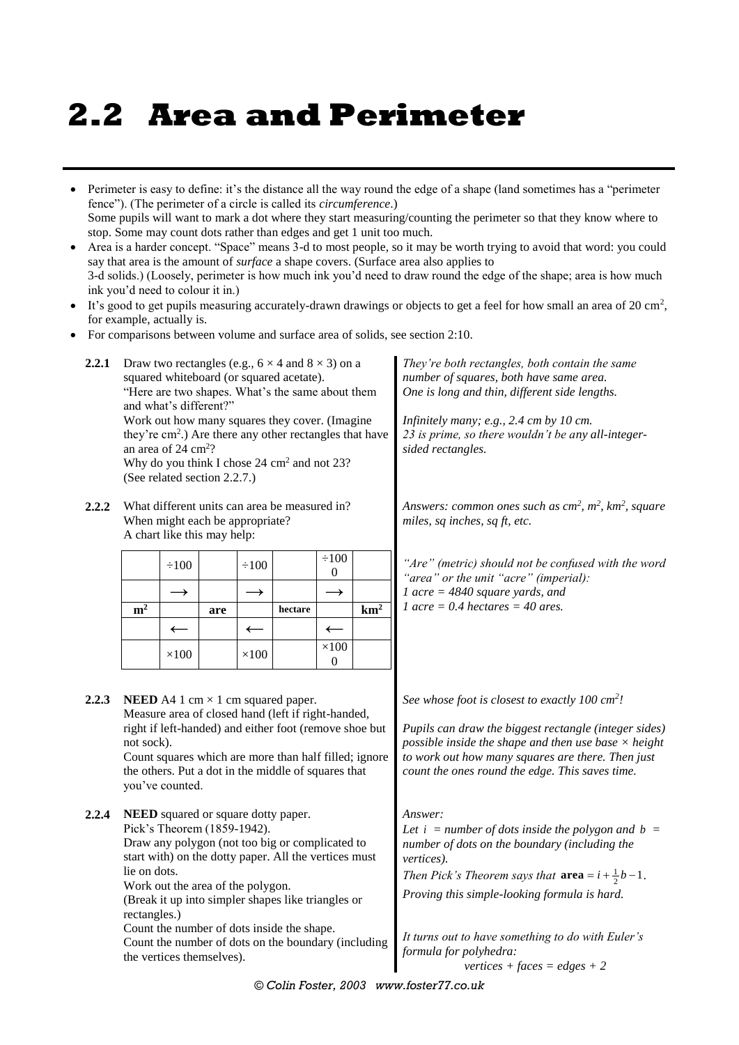# 2.2 Area and Perimeter

- Perimeter is easy to define: it's the distance all the way round the edge of a shape (land sometimes has a "perimeter fence"). (The perimeter of a circle is called its *circumference*.)
  Some pupils will want to mark a dot where they start measuring/counting the perimeter so that they know where to stop. Some may count dots rather than edges and get 1 unit too much.
- Area is a harder concept. "Space" means 3-d to most people, so it may be worth trying to avoid that word: you could say that area is the amount of *surface* a shape covers. (Surface area also applies to 3-d solids.) (Loosely, perimeter is how much ink you'd need to draw round the edge of the shape; area is how much ink you'd need to colour it in.)
- It's good to get pupils measuring accurately-drawn drawings or objects to get a feel for how small an area of 20 cm$^2$, for example, actually is.
- For comparisons between volume and surface area of solids, see section 2:10.

**2.2.1** Draw two rectangles (e.g., $6 \times 4$ and $8 \times 3$) on a squared whiteboard (or squared acetate).
"Here are two shapes. What's the same about them and what's different?"
Work out how many squares they cover. (Imagine they're cm$^2$.) Are there any other rectangles that have an area of 24 cm$^2$?
Why do you think I chose 24 cm$^2$ and not 23?
(See related section 2.2.7.)

*They're both rectangles, both contain the same number of squares, both have same area. One is long and thin, different side lengths.*

*Infinitely many; e.g., 2.4 cm by 10 cm.*
*23 is prime, so there wouldn't be any all-integer-sided rectangles.*

**2.2.2** What different units can area be measured in?
When might each be appropriate?
A chart like this may help:

| | ÷100 | | ÷100 | | ÷1000 | |
|---|---|---|---|---|---|---|
| | ⟶ | | ⟶ | | ⟶ | |
| **m$^2$** | | **are** | | **hectare** | | **km$^2$** |
| | ⟵ | | ⟵ | | ⟵ | |
| | ×100 | | ×100 | | ×1000 | |

*Answers: common ones such as cm$^2$, m$^2$, km$^2$, square miles, sq inches, sq ft, etc.*

*"Are" (metric) should not be confused with the word "area" or the unit "acre" (imperial):*
*1 acre = 4840 square yards, and*
*1 acre = 0.4 hectares = 40 ares.*

**2.2.3** **NEED** A4 1 cm × 1 cm squared paper.
Measure area of closed hand (left if right-handed, right if left-handed) and either foot (remove shoe but not sock).
Count squares which are more than half filled; ignore the others. Put a dot in the middle of squares that you've counted.

*See whose foot is closest to exactly 100 cm$^2$!*

*Pupils can draw the biggest rectangle (integer sides) possible inside the shape and then use base × height to work out how many squares are there. Then just count the ones round the edge. This saves time.*

**2.2.4** **NEED** squared or square dotty paper.
Pick's Theorem (1859-1942).
Draw any polygon (not too big or complicated to start with) on the dotty paper. All the vertices must lie on dots.
Work out the area of the polygon.
(Break it up into simpler shapes like triangles or rectangles.)
Count the number of dots inside the shape.
Count the number of dots on the boundary (including the vertices themselves).

*Answer:*
*Let $i$ = number of dots inside the polygon and $b$ = number of dots on the boundary (including the vertices).*
*Then Pick's Theorem says that* $\textbf{area} = i + \frac{1}{2}b - 1$.
*Proving this simple-looking formula is hard.*

*It turns out to have something to do with Euler's formula for polyhedra:*
*vertices + faces = edges + 2*

© Colin Foster, 2003 www.foster77.co.uk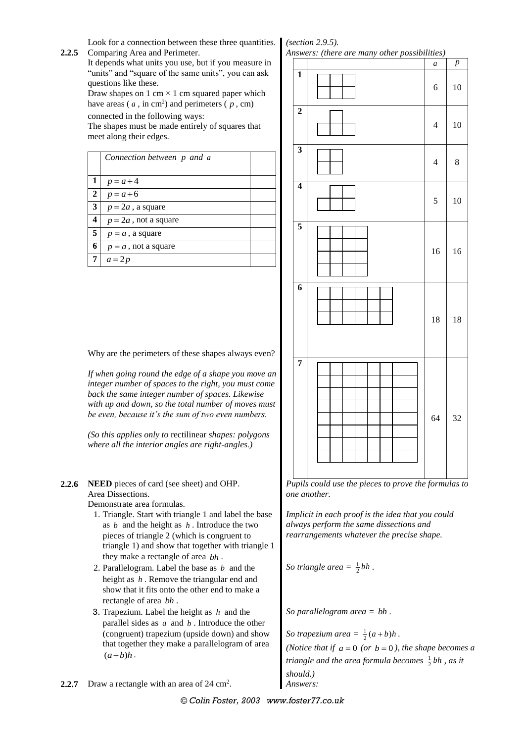Look for a connection between these three quantities.

*(section 2.9.5).*

**2.2.5** Comparing Area and Perimeter.

It depends what units you use, but if you measure in "units" and "square of the same units", you can ask questions like these.

Draw shapes on 1 cm × 1 cm squared paper which have areas ( $a$ , in cm$^2$) and perimeters ( $p$ , cm) connected in the following ways:

The shapes must be made entirely of squares that meet along their edges.

| | *Connection between p and a* | |
|---|---|---|
| 1 | $p = a + 4$ | |
| 2 | $p = a + 6$ | |
| 3 | $p = 2a$ , a square | |
| 4 | $p = 2a$ , not a square | |
| 5 | $p = a$ , a square | |
| 6 | $p = a$ , not a square | |
| 7 | $a = 2p$ | |

*Answers: (there are many other possibilities)*

| | | $a$ | $p$ |
|---|---|---|---|
| 1 | (shape) | 6 | 10 |
| 2 | (shape) | 4 | 10 |
| 3 | (shape) | 4 | 8 |
| 4 | (shape) | 5 | 10 |
| 5 | (shape) | 16 | 16 |
| 6 | (shape) | 18 | 18 |
| 7 | (shape) | 64 | 32 |

Why are the perimeters of these shapes always even?

*If when going round the edge of a shape you move an integer number of spaces to the right, you must come back the same integer number of spaces. Likewise with up and down, so the total number of moves must be even, because it's the sum of two even numbers.*

*(So this applies only to* rectilinear *shapes: polygons where all the interior angles are right-angles.)*

**2.2.6** **NEED** pieces of card (see sheet) and OHP.

Area Dissections.

Demonstrate area formulas.

*Pupils could use the pieces to prove the formulas to one another.*

*Implicit in each proof is the idea that you could always perform the same dissections and rearrangements whatever the precise shape.*

1. Triangle. Start with triangle 1 and label the base as $b$ and the height as $h$ . Introduce the two pieces of triangle 2 (which is congruent to triangle 1) and show that together with triangle 1 they make a rectangle of area $bh$ .

   *So triangle area =* $\frac{1}{2}bh$ .

2. Parallelogram. Label the base as $b$ and the height as $h$ . Remove the triangular end and show that it fits onto the other end to make a rectangle of area $bh$ .

   *So parallelogram area =* $bh$ .

3. Trapezium. Label the height as $h$ and the parallel sides as $a$ and $b$ . Introduce the other (congruent) trapezium (upside down) and show that together they make a parallelogram of area $(a+b)h$ .

   *So trapezium area =* $\frac{1}{2}(a+b)h$ .

   *(Notice that if* $a = 0$ *(or* $b = 0$ *), the shape becomes a triangle and the area formula becomes* $\frac{1}{2}bh$ *, as it should.)*

**2.2.7** Draw a rectangle with an area of 24 cm$^2$.

*Answers:*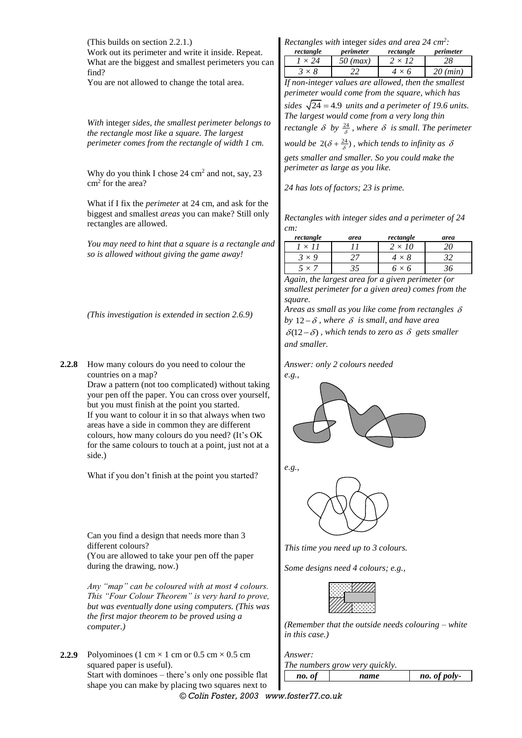(This builds on section 2.2.1.)
Work out its perimeter and write it inside. Repeat. What are the biggest and smallest perimeters you can find?
You are not allowed to change the total area.

*Rectangles with* integer *sides and area 24 cm²:*

| *rectangle* | *perimeter* | *rectangle* | *perimeter* |
|---|---|---|---|
| *1 × 24* | *50 (max)* | *2 × 12* | *28* |
| *3 × 8* | *22* | *4 × 6* | *20 (min)* |

*If non-integer values are allowed, then the smallest perimeter would come from the square, which has sides $\sqrt{24} = 4.9$ units and a perimeter of 19.6 units. The largest would come from a very long thin rectangle $\delta$ by $\frac{24}{\delta}$, where $\delta$ is small. The perimeter would be $2(\delta + \frac{24}{\delta})$, which tends to infinity as $\delta$ gets smaller and smaller. So you could make the perimeter as large as you like.*

*With* integer *sides, the smallest perimeter belongs to the rectangle most like a square. The largest perimeter comes from the rectangle of width 1 cm.*

Why do you think I chose 24 cm² and not, say, 23 cm² for the area?

*24 has lots of factors; 23 is prime.*

What if I fix the *perimeter* at 24 cm, and ask for the biggest and smallest *areas* you can make? Still only rectangles are allowed.

*You may need to hint that a square is a rectangle and so is allowed without giving the game away!*

*Rectangles with integer sides and a perimeter of 24 cm:*

| *rectangle* | *area* | *rectangle* | *area* |
|---|---|---|---|
| *1 × 11* | *11* | *2 × 10* | *20* |
| *3 × 9* | *27* | *4 × 8* | *32* |
| *5 × 7* | *35* | *6 × 6* | *36* |

*Again, the largest area for a given perimeter (or smallest perimeter for a given area) comes from the square.*
*Areas as small as you like come from rectangles $\delta$ by $12-\delta$, where $\delta$ is small, and have area $\delta(12-\delta)$, which tends to zero as $\delta$ gets smaller and smaller.*

*(This investigation is extended in section 2.6.9)*

**2.2.8** How many colours do you need to colour the countries on a map?
Draw a pattern (not too complicated) without taking your pen off the paper. You can cross over yourself, but you must finish at the point you started.
If you want to colour it in so that always when two areas have a side in common they are different colours, how many colours do you need? (It's OK for the same colours to touch at a point, just not at a side.)

*Answer: only 2 colours needed*
*e.g.,*

What if you don't finish at the point you started?

*e.g.,*

*This time you need up to 3 colours.*

Can you find a design that needs more than 3 different colours?
(You are allowed to take your pen off the paper during the drawing, now.)

*Some designs need 4 colours; e.g.,*

*(Remember that the outside needs colouring – white in this case.)*

*Any "map" can be coloured with at most 4 colours. This "Four Colour Theorem" is very hard to prove, but was eventually done using computers. (This was the first major theorem to be proved using a computer.)*

**2.2.9** Polyominoes (1 cm × 1 cm or 0.5 cm × 0.5 cm squared paper is useful).
Start with dominoes – there's only one possible flat shape you can make by placing two squares next to

*Answer:*
*The numbers grow very quickly.*

| *no. of* | *name* | *no. of poly-* |
|---|---|---|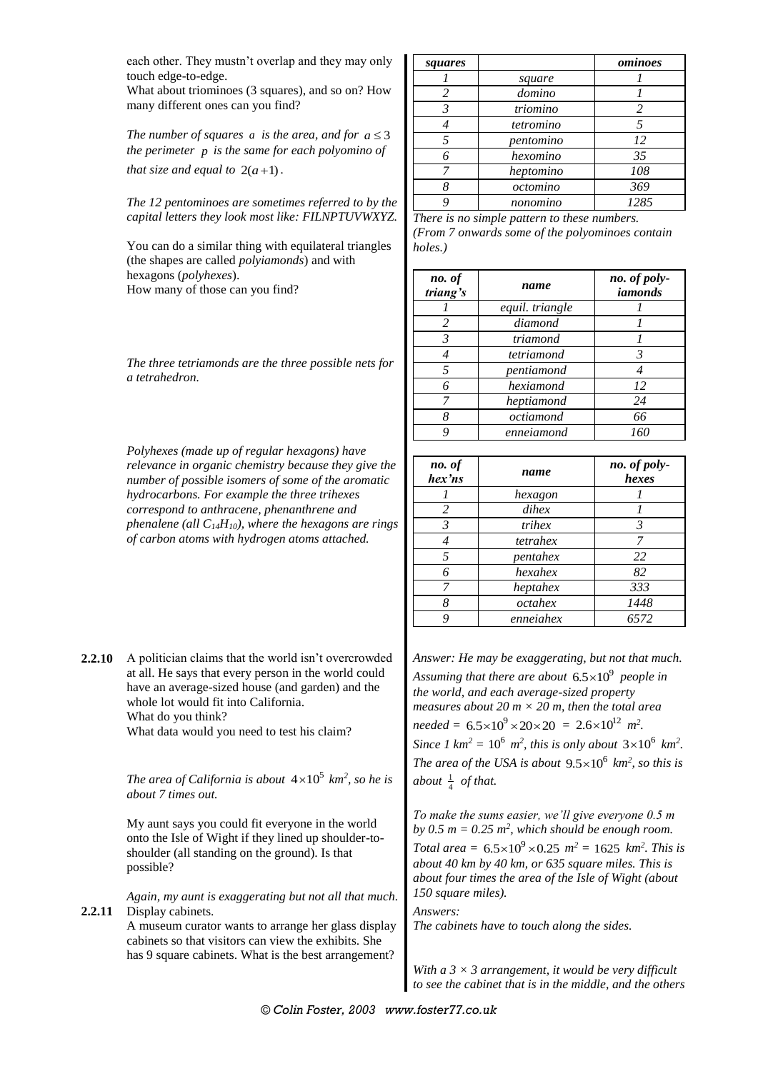each other. They mustn't overlap and they may only touch edge-to-edge.
What about triominoes (3 squares), and so on? How many different ones can you find?

*The number of squares $a$ is the area, and for $a \le 3$ the perimeter $p$ is the same for each polyomino of that size and equal to $2(a+1)$.*

*The 12 pentominoes are sometimes referred to by the capital letters they look most like: FILNPTUVWXYZ.*

| *squares* | | *ominoes* |
|---|---|---|
| *1* | *square* | *1* |
| *2* | *domino* | *1* |
| *3* | *triomino* | *2* |
| *4* | *tetromino* | *5* |
| *5* | *pentomino* | *12* |
| *6* | *hexomino* | *35* |
| *7* | *heptomino* | *108* |
| *8* | *octomino* | *369* |
| *9* | *nonomino* | *1285* |

*There is no simple pattern to these numbers.*
*(From 7 onwards some of the polyominoes contain holes.)*

You can do a similar thing with equilateral triangles (the shapes are called *polyiamonds*) and with hexagons (*polyhexes*).
How many of those can you find?

*The three tetriamonds are the three possible nets for a tetrahedron.*

| *no. of triang's* | *name* | *no. of poly-iamonds* |
|---|---|---|
| *1* | *equil. triangle* | *1* |
| *2* | *diamond* | *1* |
| *3* | *triamond* | *1* |
| *4* | *tetriamond* | *3* |
| *5* | *pentiamond* | *4* |
| *6* | *hexiamond* | *12* |
| *7* | *heptiamond* | *24* |
| *8* | *octiamond* | *66* |
| *9* | *enneiamond* | *160* |

*Polyhexes (made up of regular hexagons) have relevance in organic chemistry because they give the number of possible isomers of some of the aromatic hydrocarbons. For example the three trihexes correspond to anthracene, phenanthrene and phenalene (all $C_{14}H_{10}$), where the hexagons are rings of carbon atoms with hydrogen atoms attached.*

| *no. of hex'ns* | *name* | *no. of poly-hexes* |
|---|---|---|
| *1* | *hexagon* | *1* |
| *2* | *dihex* | *1* |
| *3* | *trihex* | *3* |
| *4* | *tetrahex* | *7* |
| *5* | *pentahex* | *22* |
| *6* | *hexahex* | *82* |
| *7* | *heptahex* | *333* |
| *8* | *octahex* | *1448* |
| *9* | *enneiahex* | *6572* |

**2.2.10** A politician claims that the world isn't overcrowded at all. He says that every person in the world could have an average-sized house (and garden) and the whole lot would fit into California.
What do you think?
What data would you need to test his claim?

*Answer: He may be exaggerating, but not that much. Assuming that there are about $6.5\times10^9$ people in the world, and each average-sized property measures about 20 m × 20 m, then the total area needed = $6.5\times10^9 \times 20 \times 20 = 2.6\times10^{12}$ $m^2$.*
*Since 1 $km^2$ = $10^6$ $m^2$, this is only about $3\times10^6$ $km^2$. The area of the USA is about $9.5\times10^6$ $km^2$, so this is about $\frac{1}{4}$ of that.*

*The area of California is about $4\times10^5$ $km^2$, so he is about 7 times out.*

My aunt says you could fit everyone in the world onto the Isle of Wight if they lined up shoulder-to-shoulder (all standing on the ground). Is that possible?

*To make the sums easier, we'll give everyone 0.5 m by 0.5 m = 0.25 $m^2$, which should be enough room. Total area = $6.5\times10^9 \times 0.25$ $m^2$ = 1625 $km^2$. This is about 40 km by 40 km, or 635 square miles. This is about four times the area of the Isle of Wight (about 150 square miles).*

*Again, my aunt is exaggerating but not all that much.*

**2.2.11** Display cabinets.
A museum curator wants to arrange her glass display cabinets so that visitors can view the exhibits. She has 9 square cabinets. What is the best arrangement?

*Answers:*
*The cabinets have to touch along the sides.*

*With a 3 × 3 arrangement, it would be very difficult to see the cabinet that is in the middle, and the others*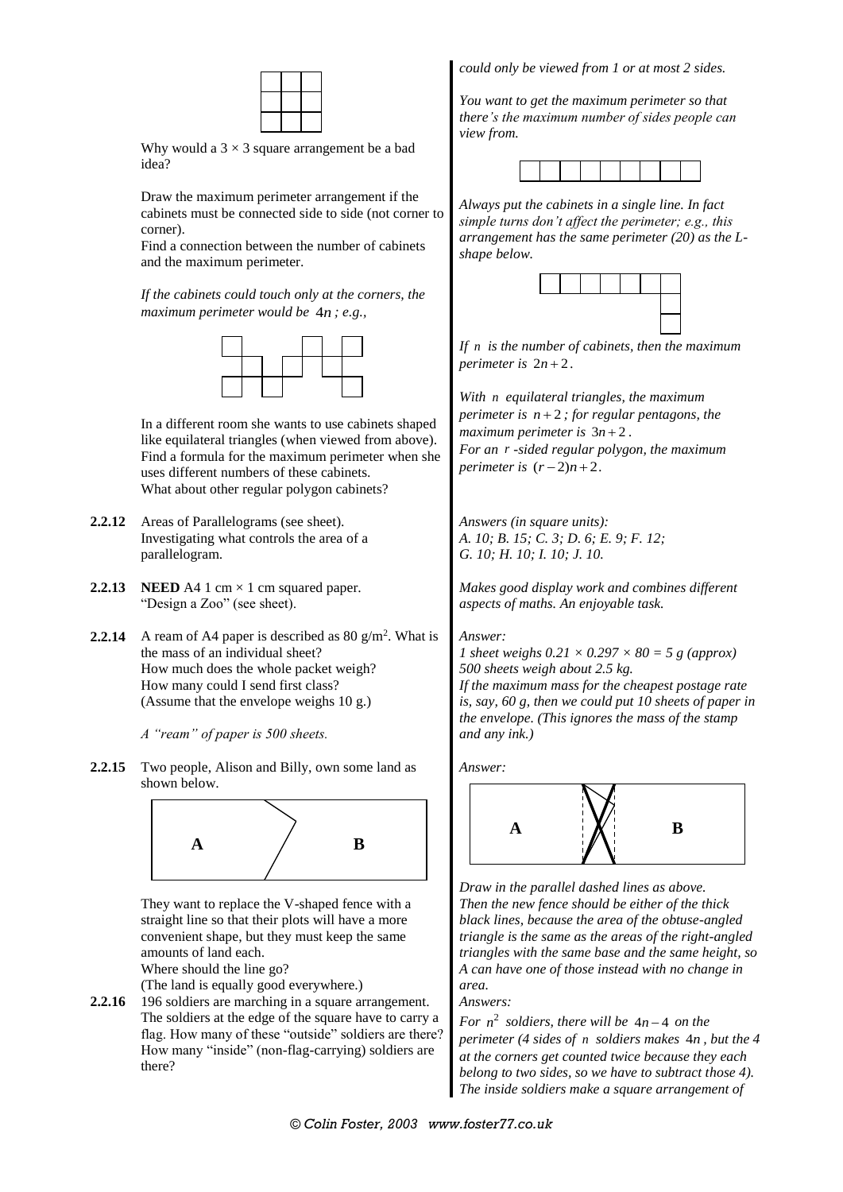Why would a $3 \times 3$ square arrangement be a bad idea?

Draw the maximum perimeter arrangement if the cabinets must be connected side to side (not corner to corner).
Find a connection between the number of cabinets and the maximum perimeter.

*If the cabinets could touch only at the corners, the maximum perimeter would be $4n$; e.g.,*

In a different room she wants to use cabinets shaped like equilateral triangles (when viewed from above). Find a formula for the maximum perimeter when she uses different numbers of these cabinets.
What about other regular polygon cabinets?

*could only be viewed from 1 or at most 2 sides.*

*You want to get the maximum perimeter so that there's the maximum number of sides people can view from.*

*Always put the cabinets in a single line. In fact simple turns don't affect the perimeter; e.g., this arrangement has the same perimeter (20) as the L-shape below.*

*If $n$ is the number of cabinets, then the maximum perimeter is $2n+2$.*

*With $n$ equilateral triangles, the maximum perimeter is $n+2$; for regular pentagons, the maximum perimeter is $3n+2$.*
*For an $r$-sided regular polygon, the maximum perimeter is $(r-2)n+2$.*

**2.2.12** Areas of Parallelograms (see sheet).
Investigating what controls the area of a parallelogram.

*Answers (in square units):*
*A. 10; B. 15; C. 3; D. 6; E. 9; F. 12; G. 10; H. 10; I. 10; J. 10.*

**2.2.13** **NEED** A4 1 cm × 1 cm squared paper.
"Design a Zoo" (see sheet).

*Makes good display work and combines different aspects of maths. An enjoyable task.*

**2.2.14** A ream of A4 paper is described as 80 g/m$^2$. What is the mass of an individual sheet?
How much does the whole packet weigh?
How many could I send first class?
(Assume that the envelope weighs 10 g.)

*A "ream" of paper is 500 sheets.*

*Answer:*
*1 sheet weighs $0.21 \times 0.297 \times 80 = 5$ g (approx)*
*500 sheets weigh about 2.5 kg.*
*If the maximum mass for the cheapest postage rate is, say, 60 g, then we could put 10 sheets of paper in the envelope. (This ignores the mass of the stamp and any ink.)*

**2.2.15** Two people, Alison and Billy, own some land as shown below.

A | B

They want to replace the V-shaped fence with a straight line so that their plots will have a more convenient shape, but they must keep the same amounts of land each.
Where should the line go?
(The land is equally good everywhere.)

*Answer:*

A | B

*Draw in the parallel dashed lines as above. Then the new fence should be either of the thick black lines, because the area of the obtuse-angled triangle is the same as the areas of the right-angled triangles with the same base and the same height, so A can have one of those instead with no change in area.*

**2.2.16** 196 soldiers are marching in a square arrangement. The soldiers at the edge of the square have to carry a flag. How many of these "outside" soldiers are there? How many "inside" (non-flag-carrying) soldiers are there?

*Answers:*
*For $n^2$ soldiers, there will be $4n-4$ on the perimeter (4 sides of $n$ soldiers makes $4n$, but the 4 at the corners get counted twice because they each belong to two sides, so we have to subtract those 4). The inside soldiers make a square arrangement of*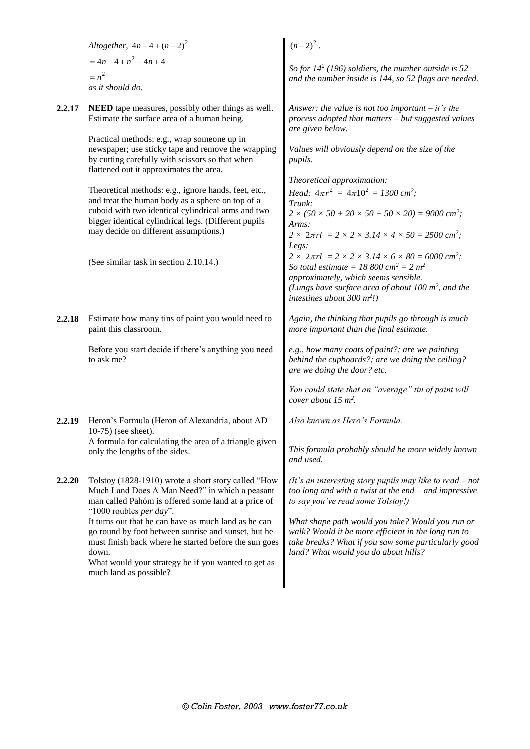*Altogether,* $4n - 4 + (n-2)^2$

$= 4n - 4 + n^2 - 4n + 4$

$= n^2$

*as it should do.*

$(n-2)^2$.

*So for $14^2$ (196) soldiers, the number outside is 52 and the number inside is 144, so 52 flags are needed.*

**2.2.17** **NEED** tape measures, possibly other things as well. Estimate the surface area of a human being.

Practical methods: e.g., wrap someone up in newspaper; use sticky tape and remove the wrapping by cutting carefully with scissors so that when flattened out it approximates the area.

Theoretical methods: e.g., ignore hands, feet, etc., and treat the human body as a sphere on top of a cuboid with two identical cylindrical arms and two bigger identical cylindrical legs. (Different pupils may decide on different assumptions.)

(See similar task in section 2.10.14.)

*Answer: the value is not too important – it's the process adopted that matters – but suggested values are given below.*

*Values will obviously depend on the size of the pupils.*

*Theoretical approximation:*
*Head:* $4\pi r^2 = 4\pi 10^2 = 1300$ *cm²;*
*Trunk:*
$2 \times (50 \times 50 + 20 \times 50 + 50 \times 20) = 9000$ *cm²;*
*Arms:*
$2 \times 2\pi rl = 2 \times 2 \times 3.14 \times 4 \times 50 = 2500$ *cm²;*
*Legs:*
$2 \times 2\pi rl = 2 \times 2 \times 3.14 \times 6 \times 80 = 6000$ *cm²;*
*So total estimate = 18 800 cm² = 2 m² approximately, which seems sensible.*
*(Lungs have surface area of about 100 m², and the intestines about 300 m²!)*

**2.2.18** Estimate how many tins of paint you would need to paint this classroom.

Before you start decide if there's anything you need to ask me?

*Again, the thinking that pupils go through is much more important than the final estimate.*

*e.g., how many coats of paint?; are we painting behind the cupboards?; are we doing the ceiling? are we doing the door? etc.*

*You could state that an "average" tin of paint will cover about 15 m².*

**2.2.19** Heron's Formula (Heron of Alexandria, about AD 10-75) (see sheet).
A formula for calculating the area of a triangle given only the lengths of the sides.

*Also known as Hero's Formula.*

*This formula probably should be more widely known and used.*

**2.2.20** Tolstoy (1828-1910) wrote a short story called "How Much Land Does A Man Need?" in which a peasant man called Pahóm is offered some land at a price of "1000 roubles *per day*".
It turns out that he can have as much land as he can go round by foot between sunrise and sunset, but he must finish back where he started before the sun goes down.
What would your strategy be if you wanted to get as much land as possible?

*(It's an interesting story pupils may like to read – not too long and with a twist at the end – and impressive to say you've read some Tolstoy!)*

*What shape path would you take? Would you run or walk? Would it be more efficient in the long run to take breaks? What if you saw some particularly good land? What would you do about hills?*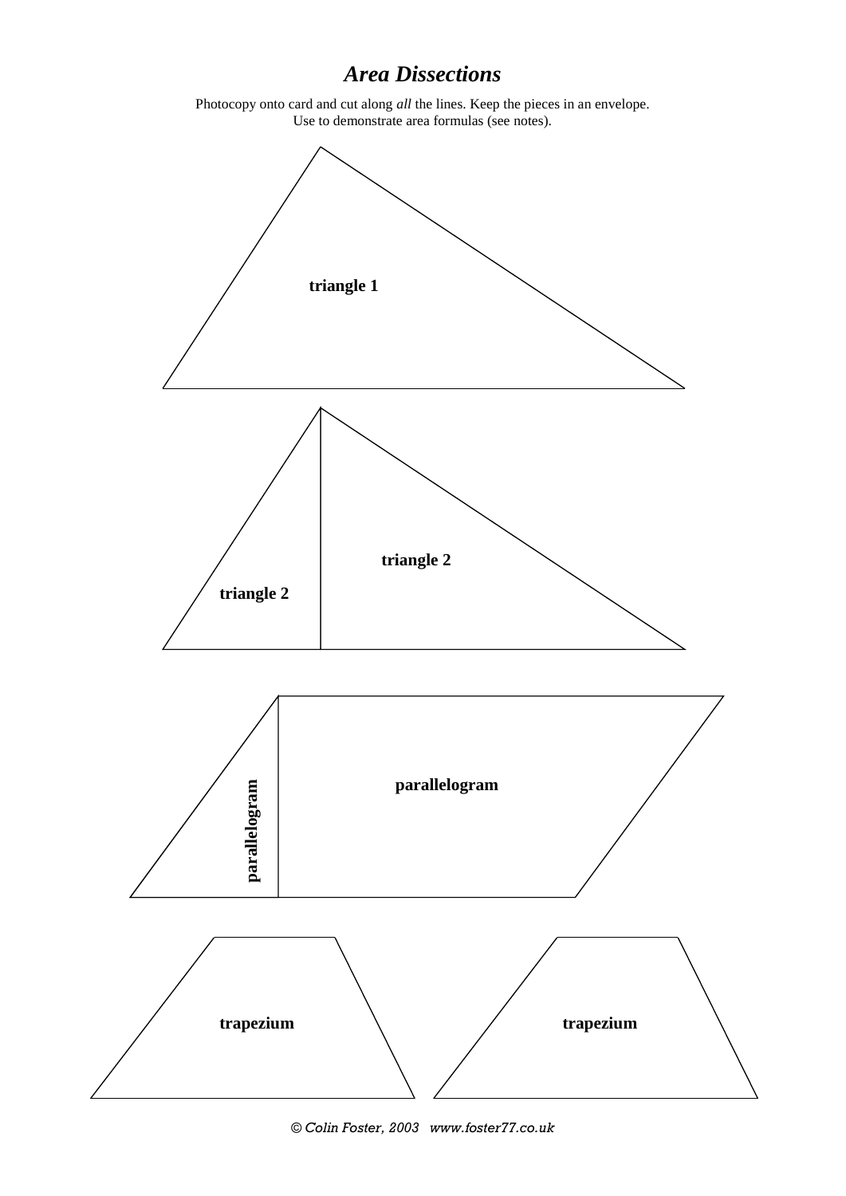# *Area Dissections*

Photocopy onto card and cut along *all* the lines. Keep the pieces in an envelope.
Use to demonstrate area formulas (see notes).

**triangle 1**

**triangle 2**

**triangle 2**

**parallelogram**

**parallelogram**

**trapezium**

**trapezium**

*© Colin Foster, 2003 www.foster77.co.uk*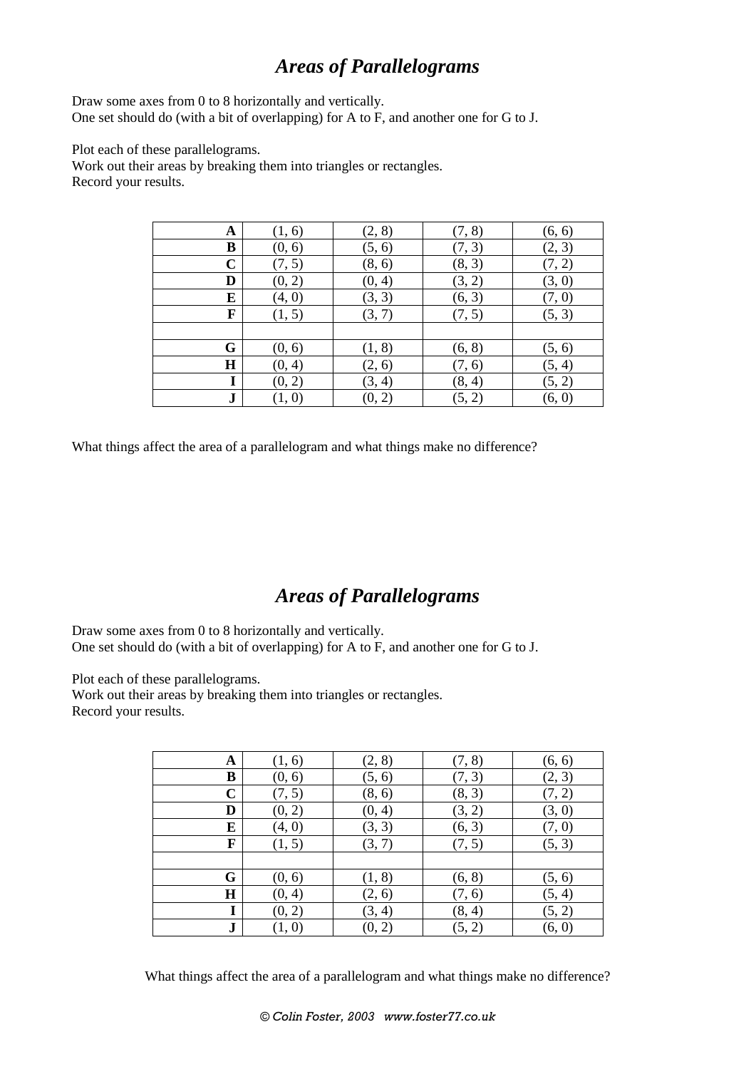# *Areas of Parallelograms*

Draw some axes from 0 to 8 horizontally and vertically.
One set should do (with a bit of overlapping) for A to F, and another one for G to J.

Plot each of these parallelograms.
Work out their areas by breaking them into triangles or rectangles.
Record your results.

| | | | | |
|---|---|---|---|---|
| **A** | (1, 6) | (2, 8) | (7, 8) | (6, 6) |
| **B** | (0, 6) | (5, 6) | (7, 3) | (2, 3) |
| **C** | (7, 5) | (8, 6) | (8, 3) | (7, 2) |
| **D** | (0, 2) | (0, 4) | (3, 2) | (3, 0) |
| **E** | (4, 0) | (3, 3) | (6, 3) | (7, 0) |
| **F** | (1, 5) | (3, 7) | (7, 5) | (5, 3) |
| | | | | |
| **G** | (0, 6) | (1, 8) | (6, 8) | (5, 6) |
| **H** | (0, 4) | (2, 6) | (7, 6) | (5, 4) |
| **I** | (0, 2) | (3, 4) | (8, 4) | (5, 2) |
| **J** | (1, 0) | (0, 2) | (5, 2) | (6, 0) |

What things affect the area of a parallelogram and what things make no difference?

# *Areas of Parallelograms*

Draw some axes from 0 to 8 horizontally and vertically.
One set should do (with a bit of overlapping) for A to F, and another one for G to J.

Plot each of these parallelograms.
Work out their areas by breaking them into triangles or rectangles.
Record your results.

| | | | | |
|---|---|---|---|---|
| **A** | (1, 6) | (2, 8) | (7, 8) | (6, 6) |
| **B** | (0, 6) | (5, 6) | (7, 3) | (2, 3) |
| **C** | (7, 5) | (8, 6) | (8, 3) | (7, 2) |
| **D** | (0, 2) | (0, 4) | (3, 2) | (3, 0) |
| **E** | (4, 0) | (3, 3) | (6, 3) | (7, 0) |
| **F** | (1, 5) | (3, 7) | (7, 5) | (5, 3) |
| | | | | |
| **G** | (0, 6) | (1, 8) | (6, 8) | (5, 6) |
| **H** | (0, 4) | (2, 6) | (7, 6) | (5, 4) |
| **I** | (0, 2) | (3, 4) | (8, 4) | (5, 2) |
| **J** | (1, 0) | (0, 2) | (5, 2) | (6, 0) |

What things affect the area of a parallelogram and what things make no difference?

*© Colin Foster, 2003 www.foster77.co.uk*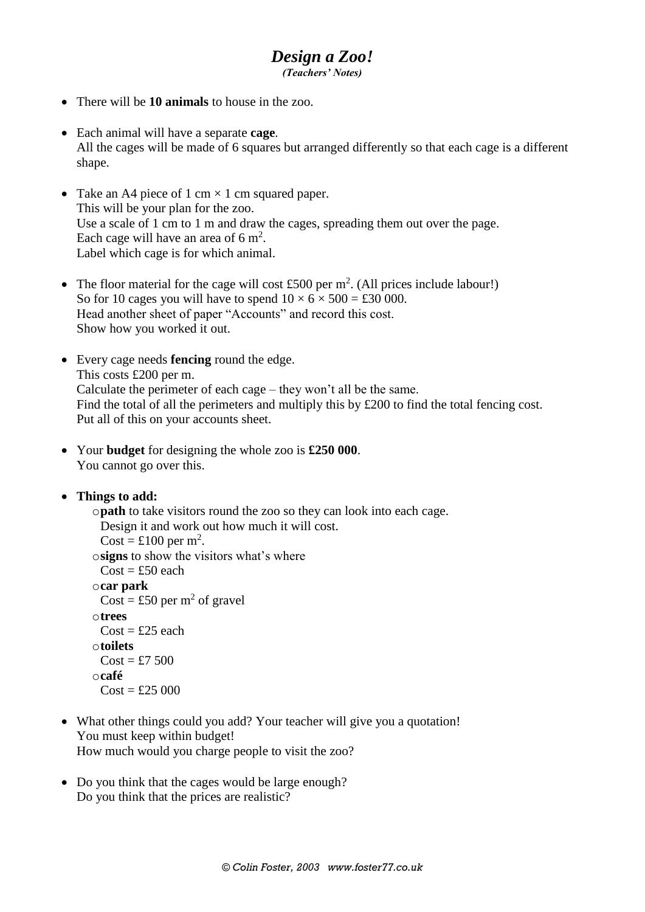# *Design a Zoo!*

***(Teachers' Notes)***

- There will be **10 animals** to house in the zoo.

- Each animal will have a separate **cage**.
  All the cages will be made of 6 squares but arranged differently so that each cage is a different shape.

- Take an A4 piece of 1 cm × 1 cm squared paper.
  This will be your plan for the zoo.
  Use a scale of 1 cm to 1 m and draw the cages, spreading them out over the page.
  Each cage will have an area of 6 $m^2$.
  Label which cage is for which animal.

- The floor material for the cage will cost £500 per $m^2$. (All prices include labour!)
  So for 10 cages you will have to spend $10 \times 6 \times 500 =$ £30 000.
  Head another sheet of paper "Accounts" and record this cost.
  Show how you worked it out.

- Every cage needs **fencing** round the edge.
  This costs £200 per m.
  Calculate the perimeter of each cage – they won't all be the same.
  Find the total of all the perimeters and multiply this by £200 to find the total fencing cost.
  Put all of this on your accounts sheet.

- Your **budget** for designing the whole zoo is **£250 000**.
  You cannot go over this.

- **Things to add:**
  - **path** to take visitors round the zoo so they can look into each cage.
    Design it and work out how much it will cost.
    Cost = £100 per $m^2$.
  - **signs** to show the visitors what's where
    Cost = £50 each
  - **car park**
    Cost = £50 per $m^2$ of gravel
  - **trees**
    Cost = £25 each
  - **toilets**
    Cost = £7 500
  - **café**
    Cost = £25 000

- What other things could you add? Your teacher will give you a quotation!
  You must keep within budget!
  How much would you charge people to visit the zoo?

- Do you think that the cages would be large enough?
  Do you think that the prices are realistic?

*© Colin Foster, 2003 www.foster77.co.uk*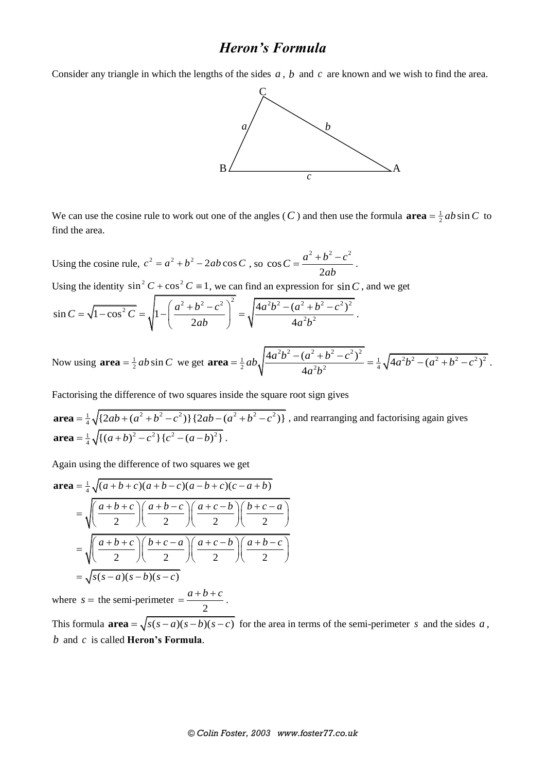# *Heron's Formula*

Consider any triangle in which the lengths of the sides $a$, $b$ and $c$ are known and we wish to find the area.

C

$a$ $b$

B A

$c$

We can use the cosine rule to work out one of the angles ($C$) and then use the formula **area** $= \frac{1}{2}ab\sin C$ to find the area.

Using the cosine rule, $c^2 = a^2 + b^2 - 2ab\cos C$, so $\cos C = \dfrac{a^2 + b^2 - c^2}{2ab}$.

Using the identity $\sin^2 C + \cos^2 C \equiv 1$, we can find an expression for $\sin C$, and we get

$$\sin C = \sqrt{1 - \cos^2 C} = \sqrt{1 - \left(\frac{a^2 + b^2 - c^2}{2ab}\right)^2} = \sqrt{\frac{4a^2b^2 - (a^2 + b^2 - c^2)^2}{4a^2b^2}}.$$

Now using **area** $= \frac{1}{2}ab\sin C$ we get **area** $= \frac{1}{2}ab\sqrt{\dfrac{4a^2b^2 - (a^2 + b^2 - c^2)^2}{4a^2b^2}} = \frac{1}{4}\sqrt{4a^2b^2 - (a^2 + b^2 - c^2)^2}$.

Factorising the difference of two squares inside the square root sign gives

**area** $= \frac{1}{4}\sqrt{\{2ab + (a^2 + b^2 - c^2)\}\{2ab - (a^2 + b^2 - c^2)\}}$, and rearranging and factorising again gives
**area** $= \frac{1}{4}\sqrt{\{(a+b)^2 - c^2\}\{c^2 - (a-b)^2\}}$.

Again using the difference of two squares we get

$$\begin{aligned}
\textbf{area} &= \tfrac{1}{4}\sqrt{(a+b+c)(a+b-c)(a-b+c)(c-a+b)} \\
&= \sqrt{\left(\frac{a+b+c}{2}\right)\left(\frac{a+b-c}{2}\right)\left(\frac{a+c-b}{2}\right)\left(\frac{b+c-a}{2}\right)} \\
&= \sqrt{\left(\frac{a+b+c}{2}\right)\left(\frac{b+c-a}{2}\right)\left(\frac{a+c-b}{2}\right)\left(\frac{a+b-c}{2}\right)} \\
&= \sqrt{s(s-a)(s-b)(s-c)}
\end{aligned}$$

where $s =$ the semi-perimeter $= \dfrac{a+b+c}{2}$.

This formula **area** $= \sqrt{s(s-a)(s-b)(s-c)}$ for the area in terms of the semi-perimeter $s$ and the sides $a$, $b$ and $c$ is called **Heron's Formula**.

*© Colin Foster, 2003 www.foster77.co.uk*